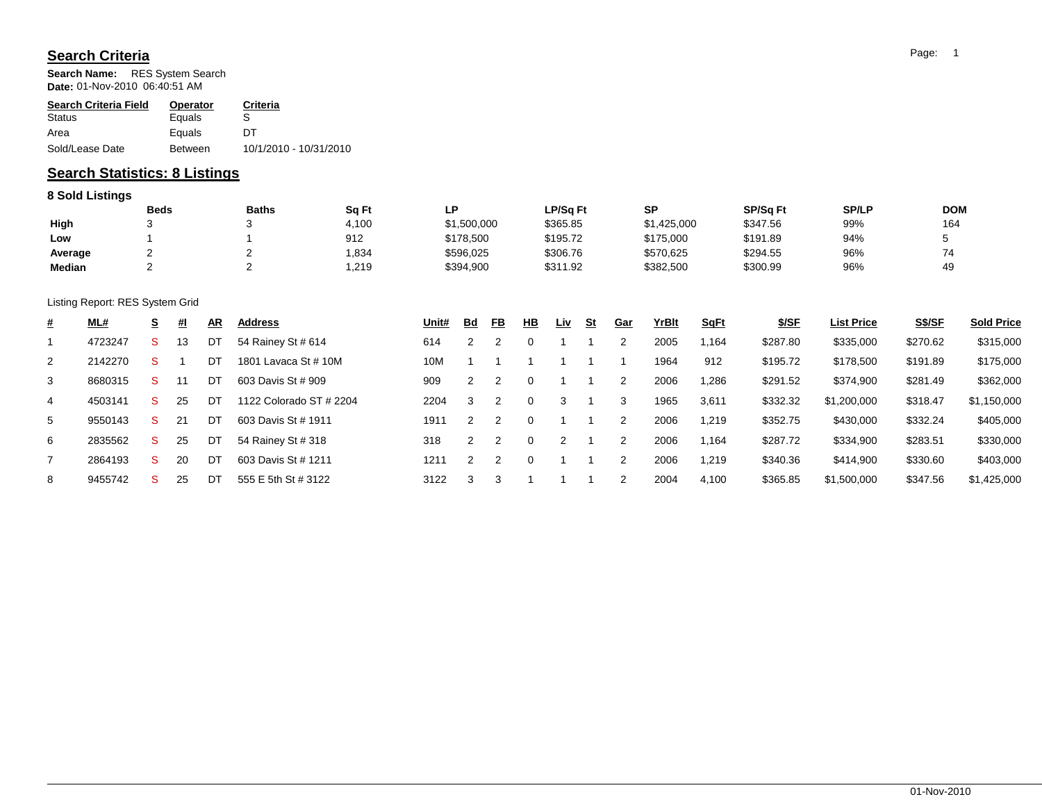## Search Criteria

**Search Name:** RES System Search
**Date:** 01-Nov-2010 06:40:51 AM

| Search Criteria Field | Operator | Criteria |
|---|---|---|
| Status | Equals | S |
| Area | Equals | DT |
| Sold/Lease Date | Between | 10/1/2010 - 10/31/2010 |

## Search Statistics: 8 Listings

### 8 Sold Listings

| | Beds | Baths | Sq Ft | LP | LP/Sq Ft | SP | SP/Sq Ft | SP/LP | DOM |
|---|---|---|---|---|---|---|---|---|---|
| **High** | 3 | 3 | 4,100 | $1,500,000 | $365.85 | $1,425,000 | $347.56 | 99% | 164 |
| **Low** | 1 | 1 | 912 | $178,500 | $195.72 | $175,000 | $191.89 | 94% | 5 |
| **Average** | 2 | 2 | 1,834 | $596,025 | $306.76 | $570,625 | $294.55 | 96% | 74 |
| **Median** | 2 | 2 | 1,219 | $394,900 | $311.92 | $382,500 | $300.99 | 96% | 49 |

Listing Report: RES System Grid

| # | ML# | S | #I | AR | Address | Unit# | Bd | FB | HB | Liv | St | Gar | YrBlt | SqFt | $/SF | List Price | S$/SF | Sold Price |
|---|---|---|---|---|---|---|---|---|---|---|---|---|---|---|---|---|---|---|
| 1 | 4723247 | S | 13 | DT | 54 Rainey St # 614 | 614 | 2 | 2 | 0 | 1 | 1 | 2 | 2005 | 1,164 | $287.80 | $335,000 | $270.62 | $315,000 |
| 2 | 2142270 | S | 1 | DT | 1801 Lavaca St # 10M | 10M | 1 | 1 | 1 | 1 | 1 | 1 | 1964 | 912 | $195.72 | $178,500 | $191.89 | $175,000 |
| 3 | 8680315 | S | 11 | DT | 603 Davis St # 909 | 909 | 2 | 2 | 0 | 1 | 1 | 2 | 2006 | 1,286 | $291.52 | $374,900 | $281.49 | $362,000 |
| 4 | 4503141 | S | 25 | DT | 1122 Colorado ST # 2204 | 2204 | 3 | 2 | 0 | 3 | 1 | 3 | 1965 | 3,611 | $332.32 | $1,200,000 | $318.47 | $1,150,000 |
| 5 | 9550143 | S | 21 | DT | 603 Davis St # 1911 | 1911 | 2 | 2 | 0 | 1 | 1 | 2 | 2006 | 1,219 | $352.75 | $430,000 | $332.24 | $405,000 |
| 6 | 2835562 | S | 25 | DT | 54 Rainey St # 318 | 318 | 2 | 2 | 0 | 2 | 1 | 2 | 2006 | 1,164 | $287.72 | $334,900 | $283.51 | $330,000 |
| 7 | 2864193 | S | 20 | DT | 603 Davis St # 1211 | 1211 | 2 | 2 | 0 | 1 | 1 | 2 | 2006 | 1,219 | $340.36 | $414,900 | $330.60 | $403,000 |
| 8 | 9455742 | S | 25 | DT | 555 E 5th St # 3122 | 3122 | 3 | 3 | 1 | 1 | 1 | 2 | 2004 | 4,100 | $365.85 | $1,500,000 | $347.56 | $1,425,000 |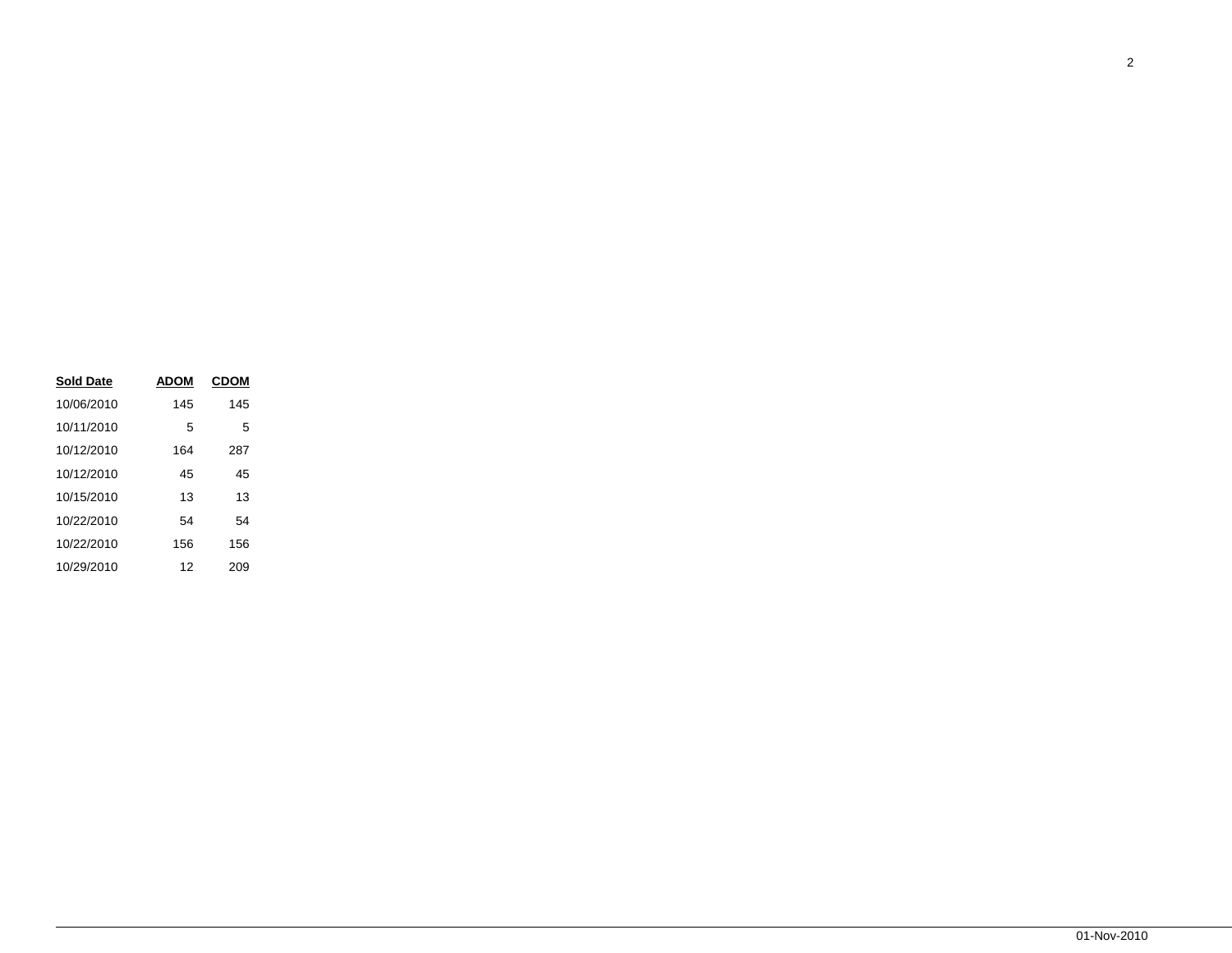| Sold Date | ADOM | CDOM |
|---|---|---|
| 10/06/2010 | 145 | 145 |
| 10/11/2010 | 5 | 5 |
| 10/12/2010 | 164 | 287 |
| 10/12/2010 | 45 | 45 |
| 10/15/2010 | 13 | 13 |
| 10/22/2010 | 54 | 54 |
| 10/22/2010 | 156 | 156 |
| 10/29/2010 | 12 | 209 |